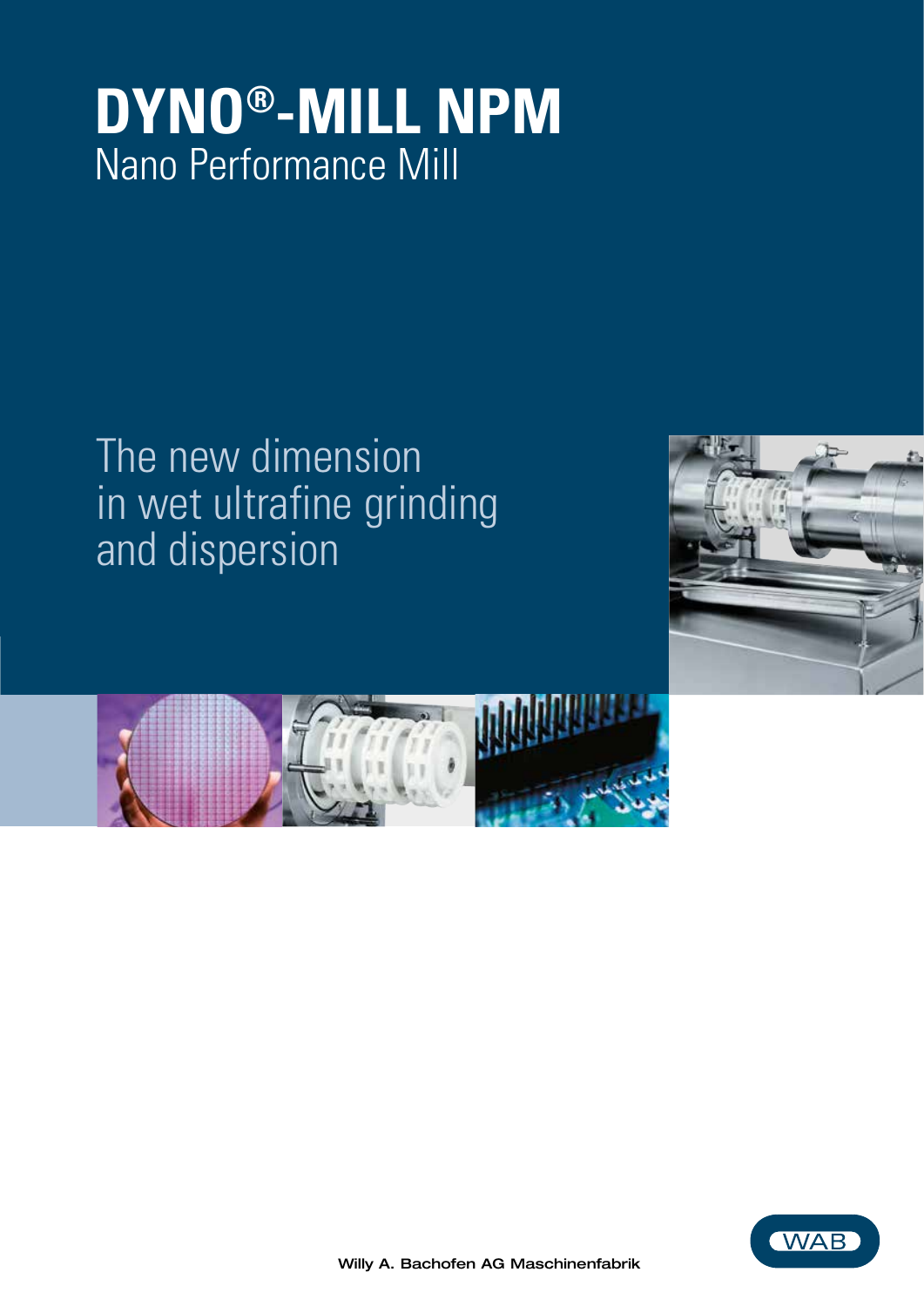# DYNO®-MILL NPM

## Nano Performance Mill

The new dimension in wet ultrafine grinding and dispersion

WAB

Willy A. Bachofen AG Maschinenfabrik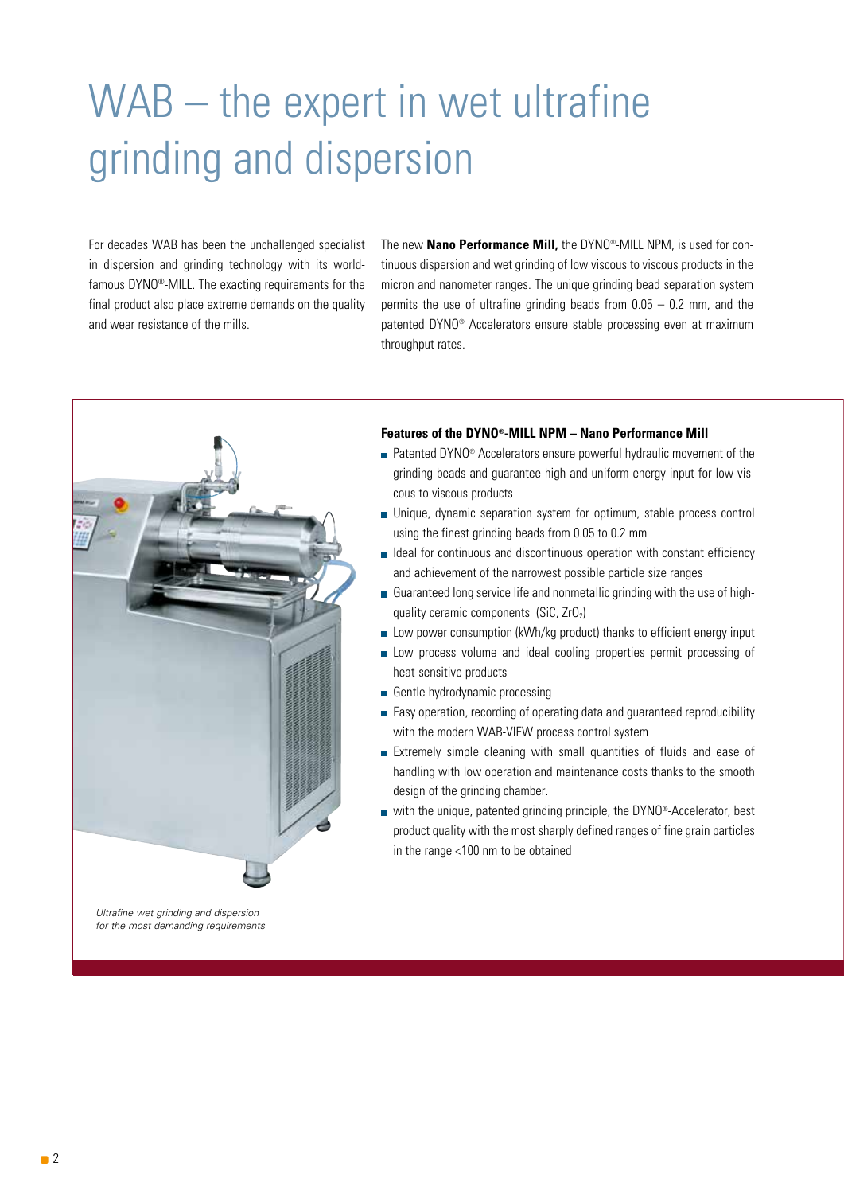# WAB – the expert in wet ultrafine grinding and dispersion

For decades WAB has been the unchallenged specialist in dispersion and grinding technology with its world-famous DYNO®-MILL. The exacting requirements for the final product also place extreme demands on the quality and wear resistance of the mills.

The new **Nano Performance Mill,** the DYNO®-MILL NPM, is used for continuous dispersion and wet grinding of low viscous to viscous products in the micron and nanometer ranges. The unique grinding bead separation system permits the use of ultrafine grinding beads from 0.05 – 0.2 mm, and the patented DYNO® Accelerators ensure stable processing even at maximum throughput rates.

*Ultrafine wet grinding and dispersion for the most demanding requirements*

**Features of the DYNO®-MILL NPM – Nano Performance Mill**

- Patented DYNO® Accelerators ensure powerful hydraulic movement of the grinding beads and guarantee high and uniform energy input for low viscous to viscous products
- Unique, dynamic separation system for optimum, stable process control using the finest grinding beads from 0.05 to 0.2 mm
- Ideal for continuous and discontinuous operation with constant efficiency and achievement of the narrowest possible particle size ranges
- Guaranteed long service life and nonmetallic grinding with the use of high-quality ceramic components (SiC, $ZrO_2$)
- Low power consumption (kWh/kg product) thanks to efficient energy input
- Low process volume and ideal cooling properties permit processing of heat-sensitive products
- Gentle hydrodynamic processing
- Easy operation, recording of operating data and guaranteed reproducibility with the modern WAB-VIEW process control system
- Extremely simple cleaning with small quantities of fluids and ease of handling with low operation and maintenance costs thanks to the smooth design of the grinding chamber.
- with the unique, patented grinding principle, the DYNO®-Accelerator, best product quality with the most sharply defined ranges of fine grain particles in the range <100 nm to be obtained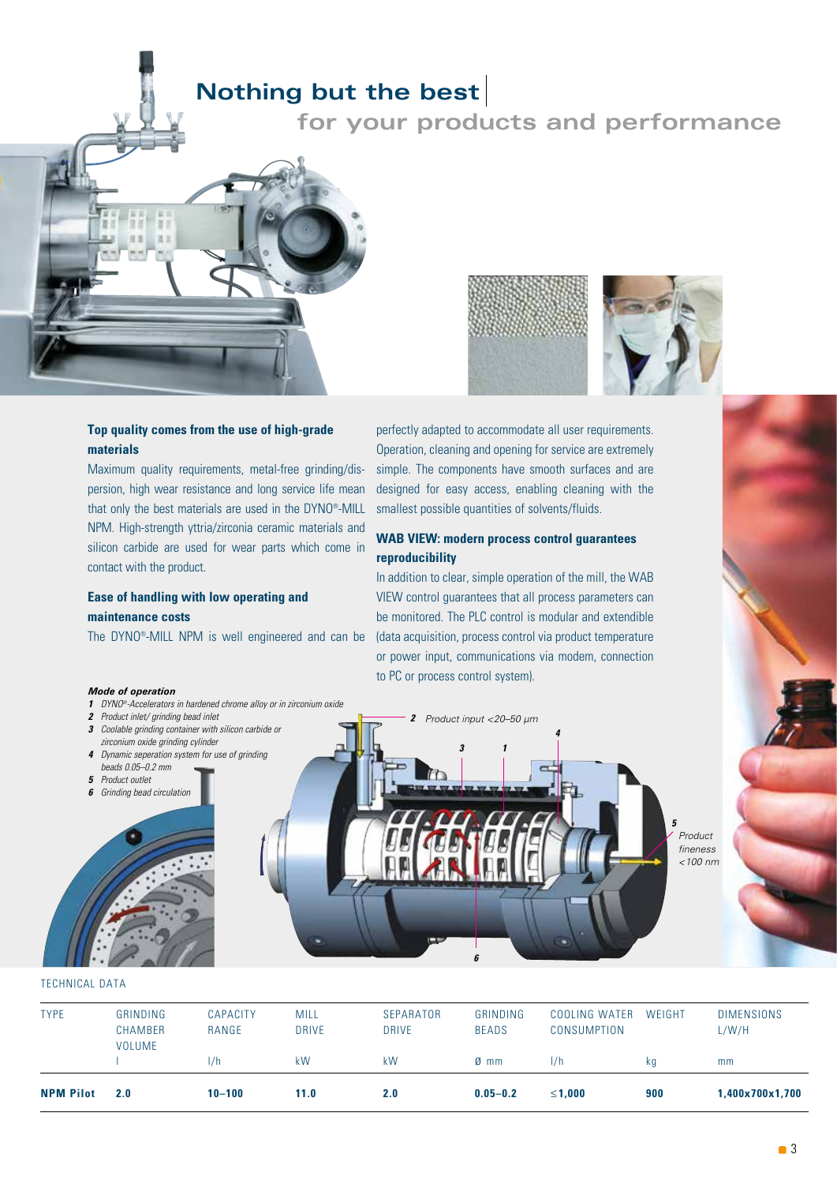# Nothing but the best

## for your products and performance

### Top quality comes from the use of high-grade materials

Maximum quality requirements, metal-free grinding/dispersion, high wear resistance and long service life mean that only the best materials are used in the DYNO®-MILL NPM. High-strength yttria/zirconia ceramic materials and silicon carbide are used for wear parts which come in contact with the product.

### Ease of handling with low operating and maintenance costs

The DYNO®-MILL NPM is well engineered and can be perfectly adapted to accommodate all user requirements. Operation, cleaning and opening for service are extremely simple. The components have smooth surfaces and are designed for easy access, enabling cleaning with the smallest possible quantities of solvents/fluids.

### WAB VIEW: modern process control guarantees reproducibility

In addition to clear, simple operation of the mill, the WAB VIEW control guarantees that all process parameters can be monitored. The PLC control is modular and extendible (data acquisition, process control via product temperature or power input, communications via modem, connection to PC or process control system).

***Mode of operation***

1. *DYNO®-Accelerators in hardened chrome alloy or in zirconium oxide*
2. *Product inlet/ grinding bead inlet*
3. *Coolable grinding container with silicon carbide or zirconium oxide grinding cylinder*
4. *Dynamic seperation system for use of grinding beads 0.05–0.2 mm*
5. *Product outlet*
6. *Grinding bead circulation*

*2 Product input <20–50 µm*

*5 Product fineness <100 nm*

TECHNICAL DATA

| TYPE | GRINDING CHAMBER VOLUME | CAPACITY RANGE | MILL DRIVE | SEPARATOR DRIVE | GRINDING BEADS | COOLING WATER CONSUMPTION | WEIGHT | DIMENSIONS L/W/H |
|---|---|---|---|---|---|---|---|---|
| | l | l/h | kW | kW | Ø mm | l/h | kg | mm |
| **NPM Pilot** | **2.0** | **10–100** | **11.0** | **2.0** | **0.05–0.2** | **≤1,000** | **900** | **1,400x700x1,700** |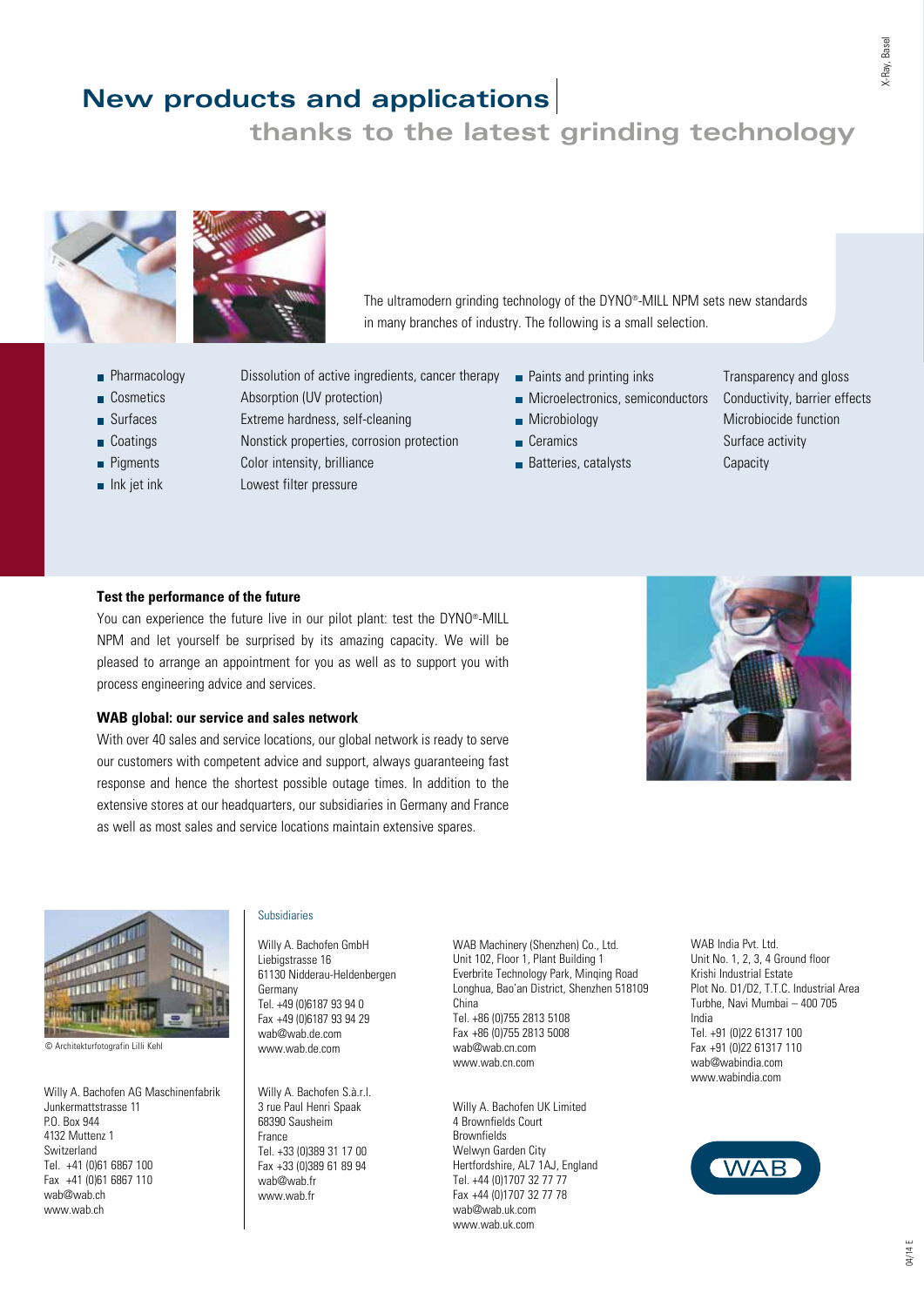# New products and applications

## thanks to the latest grinding technology

The ultramodern grinding technology of the DYNO®-MILL NPM sets new standards in many branches of industry. The following is a small selection.

| | |
|---|---|
| Pharmacology | Dissolution of active ingredients, cancer therapy |
| Cosmetics | Absorption (UV protection) |
| Surfaces | Extreme hardness, self-cleaning |
| Coatings | Nonstick properties, corrosion protection |
| Pigments | Color intensity, brilliance |
| Ink jet ink | Lowest filter pressure |
| Paints and printing inks | Transparency and gloss |
| Microelectronics, semiconductors | Conductivity, barrier effects |
| Microbiology | Microbiocide function |
| Ceramics | Surface activity |
| Batteries, catalysts | Capacity |

**Test the performance of the future**

You can experience the future live in our pilot plant: test the DYNO®-MILL NPM and let yourself be surprised by its amazing capacity. We will be pleased to arrange an appointment for you as well as to support you with process engineering advice and services.

**WAB global: our service and sales network**

With over 40 sales and service locations, our global network is ready to serve our customers with competent advice and support, always guaranteeing fast response and hence the shortest possible outage times. In addition to the extensive stores at our headquarters, our subsidiaries in Germany and France as well as most sales and service locations maintain extensive spares.

© Architekturfotografin Lilli Kehl

Willy A. Bachofen AG Maschinenfabrik
Junkermattstrasse 11
P.O. Box 944
4132 Muttenz 1
Switzerland
Tel. +41 (0)61 6867 100
Fax +41 (0)61 6867 110
wab@wab.ch
www.wab.ch

Subsidiaries

Willy A. Bachofen GmbH
Liebigstrasse 16
61130 Nidderau-Heldenbergen
Germany
Tel. +49 (0)6187 93 94 0
Fax +49 (0)6187 93 94 29
wab@wab.de.com
www.wab.de.com

Willy A. Bachofen S.à.r.l.
3 rue Paul Henri Spaak
68390 Sausheim
France
Tel. +33 (0)389 31 17 00
Fax +33 (0)389 61 89 94
wab@wab.fr
www.wab.fr

WAB Machinery (Shenzhen) Co., Ltd.
Unit 102, Floor 1, Plant Building 1
Everbrite Technology Park, Minqing Road
Longhua, Bao'an District, Shenzhen 518109
China
Tel. +86 (0)755 2813 5108
Fax +86 (0)755 2813 5008
wab@wab.cn.com
www.wab.cn.com

Willy A. Bachofen UK Limited
4 Brownfields Court
Brownfields
Welwyn Garden City
Hertfordshire, AL7 1AJ, England
Tel. +44 (0)1707 32 77 77
Fax +44 (0)1707 32 77 78
wab@wab.uk.com
www.wab.uk.com

WAB India Pvt. Ltd.
Unit No. 1, 2, 3, 4 Ground floor
Krishi Industrial Estate
Plot No. D1/D2, T.T.C. Industrial Area
Turbhe, Navi Mumbai – 400 705
India
Tel. +91 (0)22 61317 100
Fax +91 (0)22 61317 110
wab@wabindia.com
www.wabindia.com

WAB